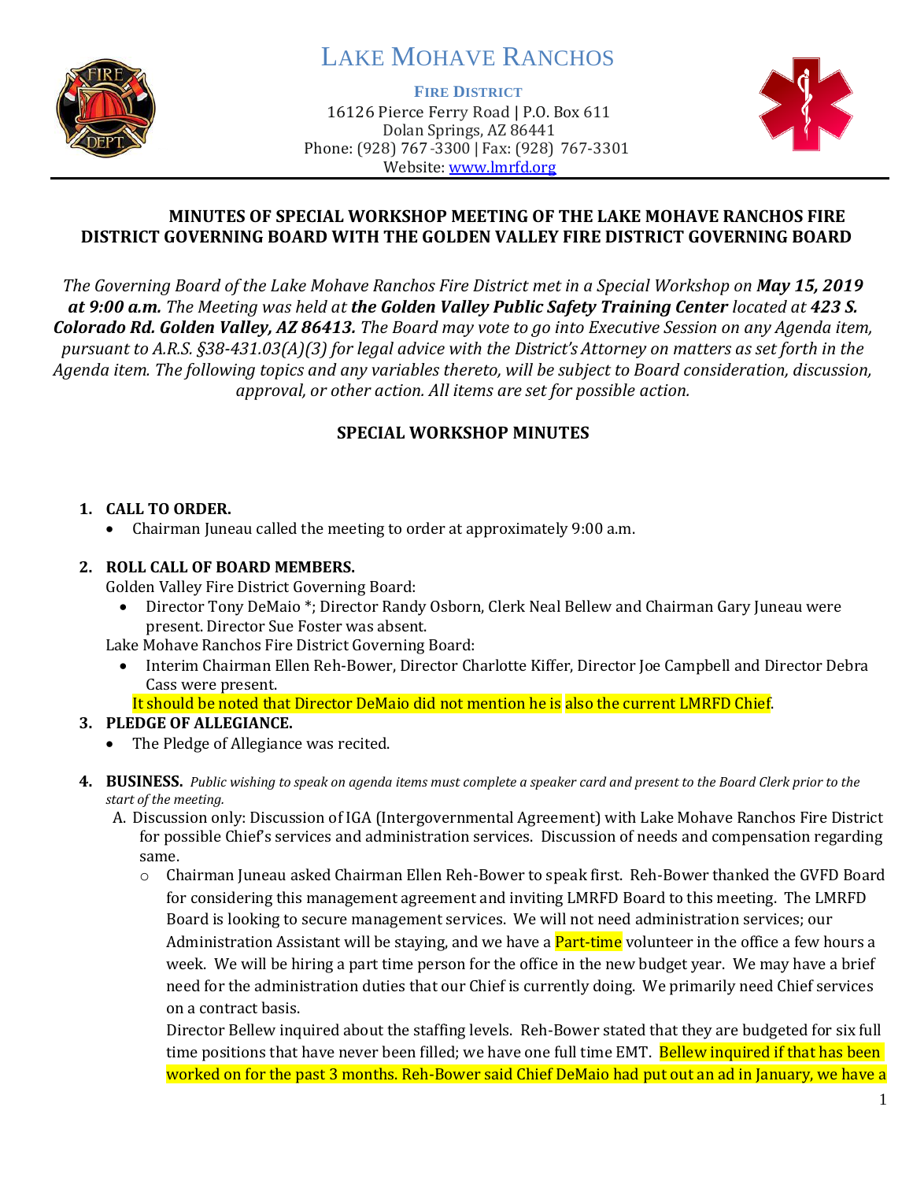# LAKE MOHAVE RANCHOS

**FIRE DISTRICT**

16126 Pierce Ferry Road | P.O. Box 611
Dolan Springs, AZ 86441
Phone: (928) 767-3300 | Fax: (928) 767-3301
Website: www.lmrfd.org

## MINUTES OF SPECIAL WORKSHOP MEETING OF THE LAKE MOHAVE RANCHOS FIRE DISTRICT GOVERNING BOARD WITH THE GOLDEN VALLEY FIRE DISTRICT GOVERNING BOARD

*The Governing Board of the Lake Mohave Ranchos Fire District met in a Special Workshop on **May 15, 2019 at 9:00 a.m.** The Meeting was held at **the Golden Valley Public Safety Training Center** located at **423 S. Colorado Rd. Golden Valley, AZ 86413.** The Board may vote to go into Executive Session on any Agenda item, pursuant to A.R.S. §38-431.03(A)(3) for legal advice with the District's Attorney on matters as set forth in the Agenda item. The following topics and any variables thereto, will be subject to Board consideration, discussion, approval, or other action. All items are set for possible action.*

## SPECIAL WORKSHOP MINUTES

1. **CALL TO ORDER.**
   - Chairman Juneau called the meeting to order at approximately 9:00 a.m.

2. **ROLL CALL OF BOARD MEMBERS.**
   Golden Valley Fire District Governing Board:
   - Director Tony DeMaio *; Director Randy Osborn, Clerk Neal Bellew and Chairman Gary Juneau were present. Director Sue Foster was absent.

   Lake Mohave Ranchos Fire District Governing Board:
   - Interim Chairman Ellen Reh-Bower, Director Charlotte Kiffer, Director Joe Campbell and Director Debra Cass were present.

   It should be noted that Director DeMaio did not mention he is also the current LMRFD Chief.

3. **PLEDGE OF ALLEGIANCE.**
   - The Pledge of Allegiance was recited.

4. **BUSINESS.** *Public wishing to speak on agenda items must complete a speaker card and present to the Board Clerk prior to the start of the meeting.*

   A. Discussion only: Discussion of IGA (Intergovernmental Agreement) with Lake Mohave Ranchos Fire District for possible Chief's services and administration services. Discussion of needs and compensation regarding same.
      - Chairman Juneau asked Chairman Ellen Reh-Bower to speak first. Reh-Bower thanked the GVFD Board for considering this management agreement and inviting LMRFD Board to this meeting. The LMRFD Board is looking to secure management services. We will not need administration services; our Administration Assistant will be staying, and we have a Part-time volunteer in the office a few hours a week. We will be hiring a part time person for the office in the new budget year. We may have a brief need for the administration duties that our Chief is currently doing. We primarily need Chief services on a contract basis.

        Director Bellew inquired about the staffing levels. Reh-Bower stated that they are budgeted for six full time positions that have never been filled; we have one full time EMT. Bellew inquired if that has been worked on for the past 3 months. Reh-Bower said Chief DeMaio had put out an ad in January, we have a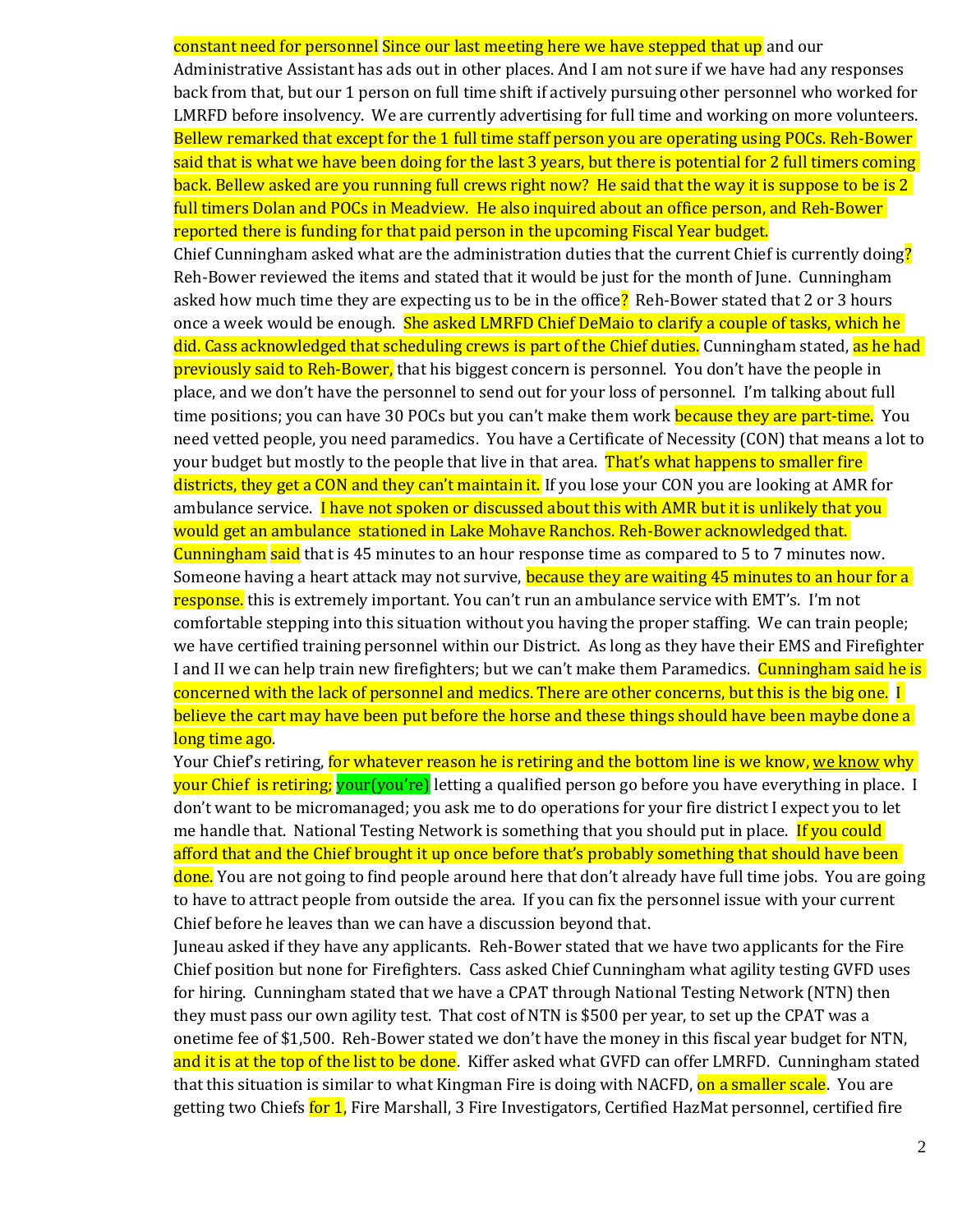constant need for personnel Since our last meeting here we have stepped that up and our Administrative Assistant has ads out in other places. And I am not sure if we have had any responses back from that, but our 1 person on full time shift if actively pursuing other personnel who worked for LMRFD before insolvency. We are currently advertising for full time and working on more volunteers. Bellew remarked that except for the 1 full time staff person you are operating using POCs. Reh-Bower said that is what we have been doing for the last 3 years, but there is potential for 2 full timers coming back. Bellew asked are you running full crews right now? He said that the way it is suppose to be is 2 full timers Dolan and POCs in Meadview. He also inquired about an office person, and Reh-Bower reported there is funding for that paid person in the upcoming Fiscal Year budget.

Chief Cunningham asked what are the administration duties that the current Chief is currently doing? Reh-Bower reviewed the items and stated that it would be just for the month of June. Cunningham asked how much time they are expecting us to be in the office? Reh-Bower stated that 2 or 3 hours once a week would be enough. She asked LMRFD Chief DeMaio to clarify a couple of tasks, which he did. Cass acknowledged that scheduling crews is part of the Chief duties. Cunningham stated, as he had previously said to Reh-Bower, that his biggest concern is personnel. You don't have the people in place, and we don't have the personnel to send out for your loss of personnel. I'm talking about full time positions; you can have 30 POCs but you can't make them work because they are part-time. You need vetted people, you need paramedics. You have a Certificate of Necessity (CON) that means a lot to your budget but mostly to the people that live in that area. That's what happens to smaller fire districts, they get a CON and they can't maintain it. If you lose your CON you are looking at AMR for ambulance service. I have not spoken or discussed about this with AMR but it is unlikely that you would get an ambulance stationed in Lake Mohave Ranchos. Reh-Bower acknowledged that. Cunningham said that is 45 minutes to an hour response time as compared to 5 to 7 minutes now. Someone having a heart attack may not survive, because they are waiting 45 minutes to an hour for a response. this is extremely important. You can't run an ambulance service with EMT's. I'm not comfortable stepping into this situation without you having the proper staffing. We can train people; we have certified training personnel within our District. As long as they have their EMS and Firefighter I and II we can help train new firefighters; but we can't make them Paramedics. Cunningham said he is concerned with the lack of personnel and medics. There are other concerns, but this is the big one. I believe the cart may have been put before the horse and these things should have been maybe done a long time ago.

Your Chief's retiring, for whatever reason he is retiring and the bottom line is we know, <u>we know</u> why your Chief is retiring; your(you're) letting a qualified person go before you have everything in place. I don't want to be micromanaged; you ask me to do operations for your fire district I expect you to let me handle that. National Testing Network is something that you should put in place. If you could afford that and the Chief brought it up once before that's probably something that should have been done. You are not going to find people around here that don't already have full time jobs. You are going to have to attract people from outside the area. If you can fix the personnel issue with your current Chief before he leaves than we can have a discussion beyond that.

Juneau asked if they have any applicants. Reh-Bower stated that we have two applicants for the Fire Chief position but none for Firefighters. Cass asked Chief Cunningham what agility testing GVFD uses for hiring. Cunningham stated that we have a CPAT through National Testing Network (NTN) then they must pass our own agility test. That cost of NTN is $500 per year, to set up the CPAT was a onetime fee of $1,500. Reh-Bower stated we don't have the money in this fiscal year budget for NTN, and it is at the top of the list to be done. Kiffer asked what GVFD can offer LMRFD. Cunningham stated that this situation is similar to what Kingman Fire is doing with NACFD, on a smaller scale. You are getting two Chiefs for 1, Fire Marshall, 3 Fire Investigators, Certified HazMat personnel, certified fire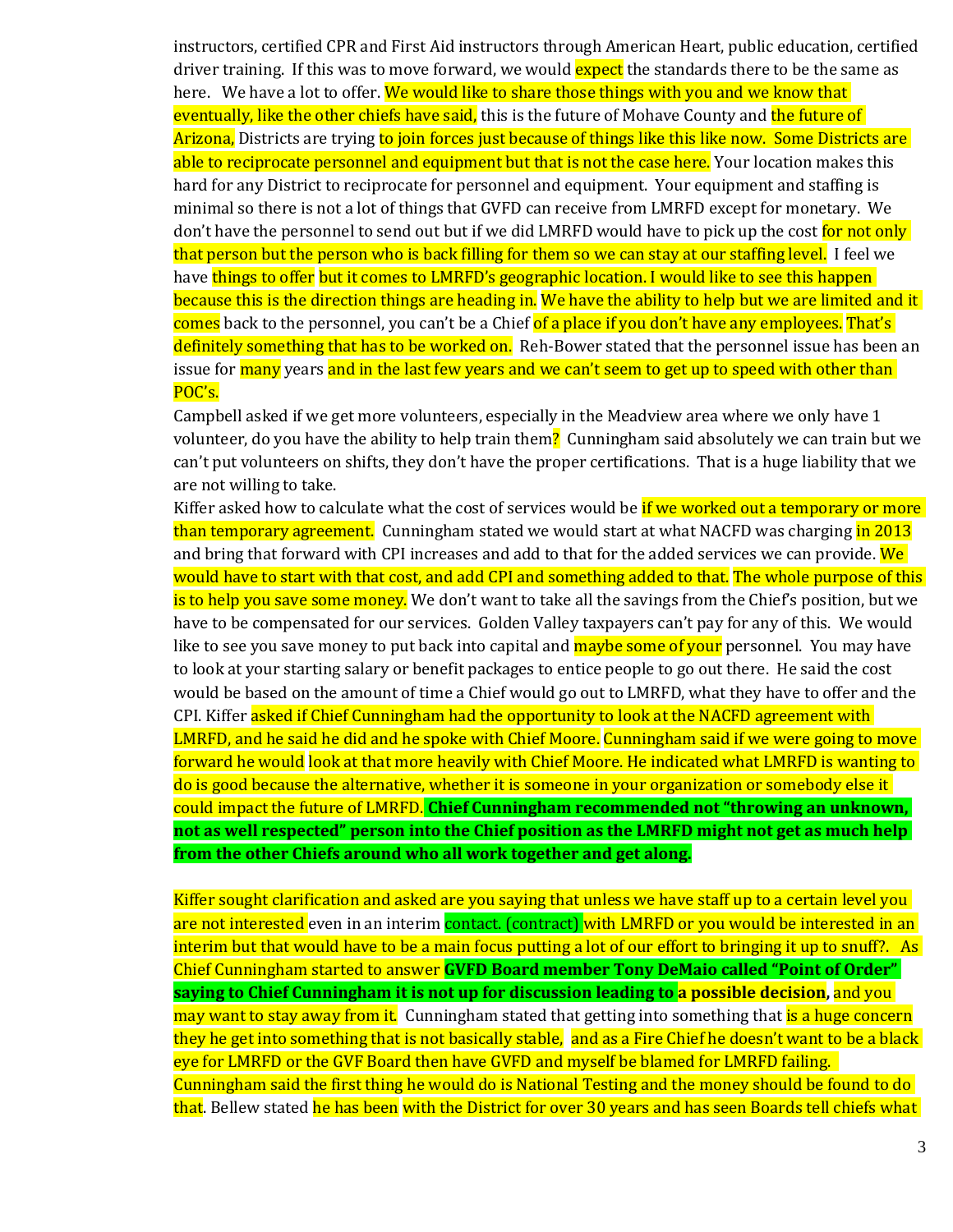instructors, certified CPR and First Aid instructors through American Heart, public education, certified driver training. If this was to move forward, we would expect the standards there to be the same as here. We have a lot to offer. We would like to share those things with you and we know that eventually, like the other chiefs have said, this is the future of Mohave County and the future of Arizona, Districts are trying to join forces just because of things like this like now. Some Districts are able to reciprocate personnel and equipment but that is not the case here. Your location makes this hard for any District to reciprocate for personnel and equipment. Your equipment and staffing is minimal so there is not a lot of things that GVFD can receive from LMRFD except for monetary. We don't have the personnel to send out but if we did LMRFD would have to pick up the cost for not only that person but the person who is back filling for them so we can stay at our staffing level. I feel we have things to offer but it comes to LMRFD's geographic location. I would like to see this happen because this is the direction things are heading in. We have the ability to help but we are limited and it comes back to the personnel, you can't be a Chief of a place if you don't have any employees. That's definitely something that has to be worked on. Reh-Bower stated that the personnel issue has been an issue for many years and in the last few years and we can't seem to get up to speed with other than POC's.

Campbell asked if we get more volunteers, especially in the Meadview area where we only have 1 volunteer, do you have the ability to help train them? Cunningham said absolutely we can train but we can't put volunteers on shifts, they don't have the proper certifications. That is a huge liability that we are not willing to take.

Kiffer asked how to calculate what the cost of services would be if we worked out a temporary or more than temporary agreement. Cunningham stated we would start at what NACFD was charging in 2013 and bring that forward with CPI increases and add to that for the added services we can provide. We would have to start with that cost, and add CPI and something added to that. The whole purpose of this is to help you save some money. We don't want to take all the savings from the Chief's position, but we have to be compensated for our services. Golden Valley taxpayers can't pay for any of this. We would like to see you save money to put back into capital and maybe some of your personnel. You may have to look at your starting salary or benefit packages to entice people to go out there. He said the cost would be based on the amount of time a Chief would go out to LMRFD, what they have to offer and the CPI. Kiffer asked if Chief Cunningham had the opportunity to look at the NACFD agreement with LMRFD, and he said he did and he spoke with Chief Moore. Cunningham said if we were going to move forward he would look at that more heavily with Chief Moore. He indicated what LMRFD is wanting to do is good because the alternative, whether it is someone in your organization or somebody else it could impact the future of LMRFD. **Chief Cunningham recommended not "throwing an unknown, not as well respected" person into the Chief position as the LMRFD might not get as much help from the other Chiefs around who all work together and get along.**

Kiffer sought clarification and asked are you saying that unless we have staff up to a certain level you are not interested even in an interim contact. (contract) with LMRFD or you would be interested in an interim but that would have to be a main focus putting a lot of our effort to bringing it up to snuff?. As Chief Cunningham started to answer **GVFD Board member Tony DeMaio called "Point of Order" saying to Chief Cunningham it is not up for discussion leading to a possible decision,** and you may want to stay away from it. Cunningham stated that getting into something that is a huge concern they he get into something that is not basically stable, and as a Fire Chief he doesn't want to be a black eye for LMRFD or the GVF Board then have GVFD and myself be blamed for LMRFD failing. Cunningham said the first thing he would do is National Testing and the money should be found to do that. Bellew stated he has been with the District for over 30 years and has seen Boards tell chiefs what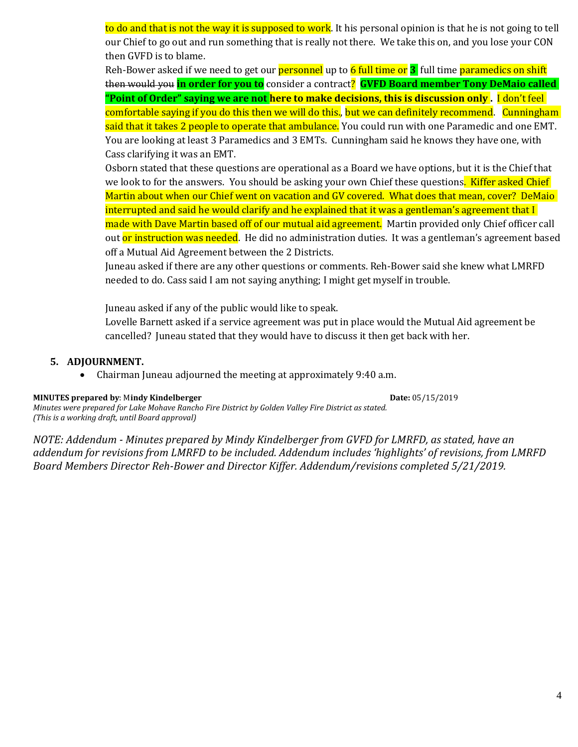to do and that is not the way it is supposed to work. It his personal opinion is that he is not going to tell our Chief to go out and run something that is really not there. We take this on, and you lose your CON then GVFD is to blame.

Reh-Bower asked if we need to get our personnel up to 6 full time or **3** full time paramedics on shift ~~then would you~~ **in order for you to** consider a contract? **GVFD Board member Tony DeMaio called "Point of Order" saying we are not here to make decisions, this is discussion only .** I don't feel comfortable saying if you do this then we will do this., but we can definitely recommend. Cunningham said that it takes 2 people to operate that ambulance. You could run with one Paramedic and one EMT. You are looking at least 3 Paramedics and 3 EMTs. Cunningham said he knows they have one, with Cass clarifying it was an EMT.

Osborn stated that these questions are operational as a Board we have options, but it is the Chief that we look to for the answers. You should be asking your own Chief these questions. Kiffer asked Chief Martin about when our Chief went on vacation and GV covered. What does that mean, cover? DeMaio interrupted and said he would clarify and he explained that it was a gentleman's agreement that I made with Dave Martin based off of our mutual aid agreement. Martin provided only Chief officer call out or instruction was needed. He did no administration duties. It was a gentleman's agreement based off a Mutual Aid Agreement between the 2 Districts.

Juneau asked if there are any other questions or comments. Reh-Bower said she knew what LMRFD needed to do. Cass said I am not saying anything; I might get myself in trouble.

Juneau asked if any of the public would like to speak.

Lovelle Barnett asked if a service agreement was put in place would the Mutual Aid agreement be cancelled? Juneau stated that they would have to discuss it then get back with her.

## 5. ADJOURNMENT.

- Chairman Juneau adjourned the meeting at approximately 9:40 a.m.

**MINUTES prepared by**: M**indy Kindelberger** **Date:** 05/15/2019

*Minutes were prepared for Lake Mohave Rancho Fire District by Golden Valley Fire District as stated.*
*(This is a working draft, until Board approval)*

*NOTE: Addendum - Minutes prepared by Mindy Kindelberger from GVFD for LMRFD, as stated, have an addendum for revisions from LMRFD to be included. Addendum includes 'highlights' of revisions, from LMRFD Board Members Director Reh-Bower and Director Kiffer. Addendum/revisions completed 5/21/2019.*